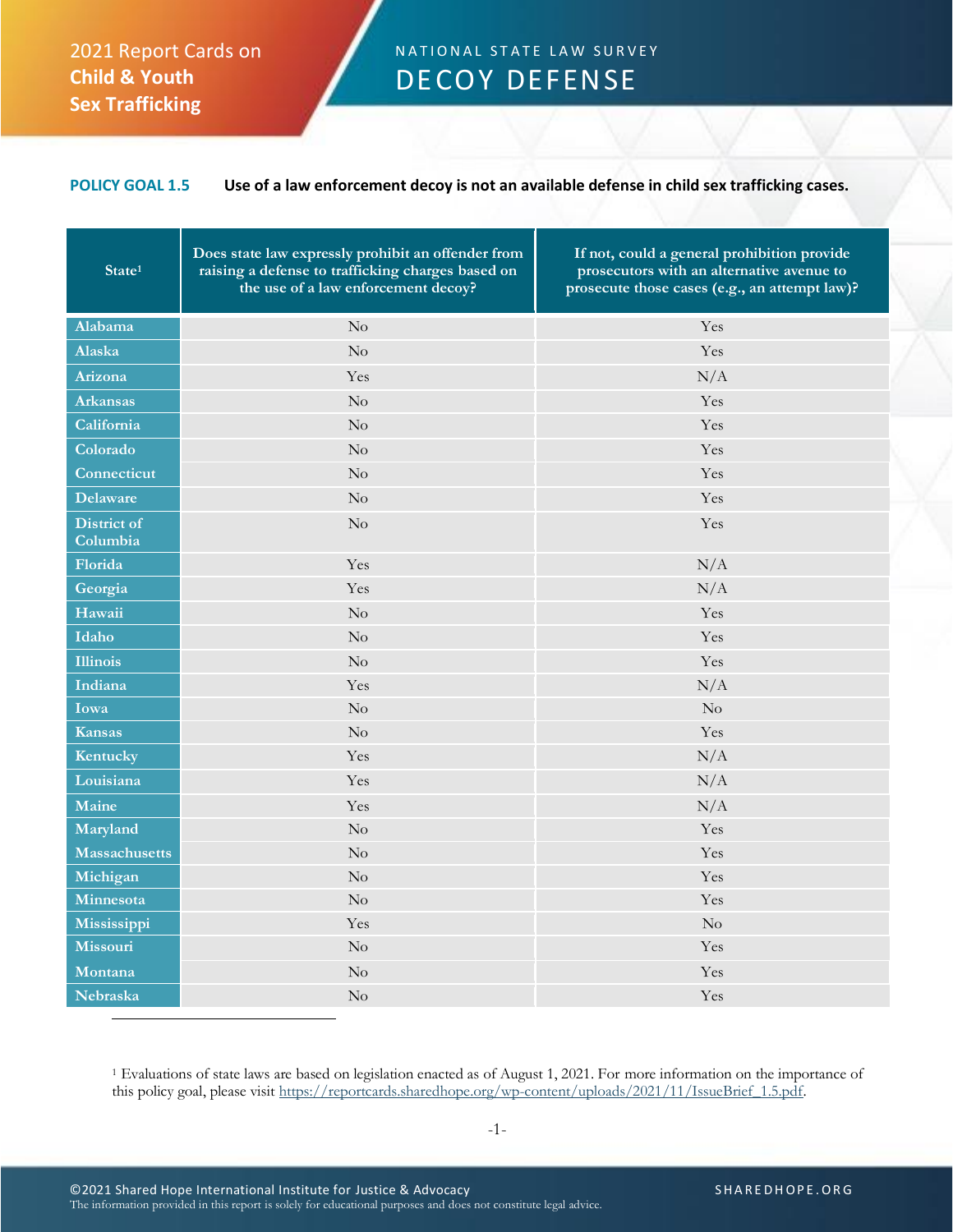2021 Report Cards on **Child & Youth Sex Trafficking**

NATIONAL STATE LAW SURVEY

# DECOY DEFENSE

**POLICY GOAL 1.5** **Use of a law enforcement decoy is not an available defense in child sex trafficking cases.**

| State[1] | Does state law expressly prohibit an offender from raising a defense to trafficking charges based on the use of a law enforcement decoy? | If not, could a general prohibition provide prosecutors with an alternative avenue to prosecute those cases (e.g., an attempt law)? |
|---|---|---|
| Alabama | No | Yes |
| Alaska | No | Yes |
| Arizona | Yes | N/A |
| Arkansas | No | Yes |
| California | No | Yes |
| Colorado | No | Yes |
| Connecticut | No | Yes |
| Delaware | No | Yes |
| District of Columbia | No | Yes |
| Florida | Yes | N/A |
| Georgia | Yes | N/A |
| Hawaii | No | Yes |
| Idaho | No | Yes |
| Illinois | No | Yes |
| Indiana | Yes | N/A |
| Iowa | No | No |
| Kansas | No | Yes |
| Kentucky | Yes | N/A |
| Louisiana | Yes | N/A |
| Maine | Yes | N/A |
| Maryland | No | Yes |
| Massachusetts | No | Yes |
| Michigan | No | Yes |
| Minnesota | No | Yes |
| Mississippi | Yes | No |
| Missouri | No | Yes |
| Montana | No | Yes |
| Nebraska | No | Yes |

[1] Evaluations of state laws are based on legislation enacted as of August 1, 2021. For more information on the importance of this policy goal, please visit https://reportcards.sharedhope.org/wp-content/uploads/2021/11/IssueBrief_1.5.pdf.

©2021 Shared Hope International Institute for Justice & Advocacy
The information provided in this report is solely for educational purposes and does not constitute legal advice.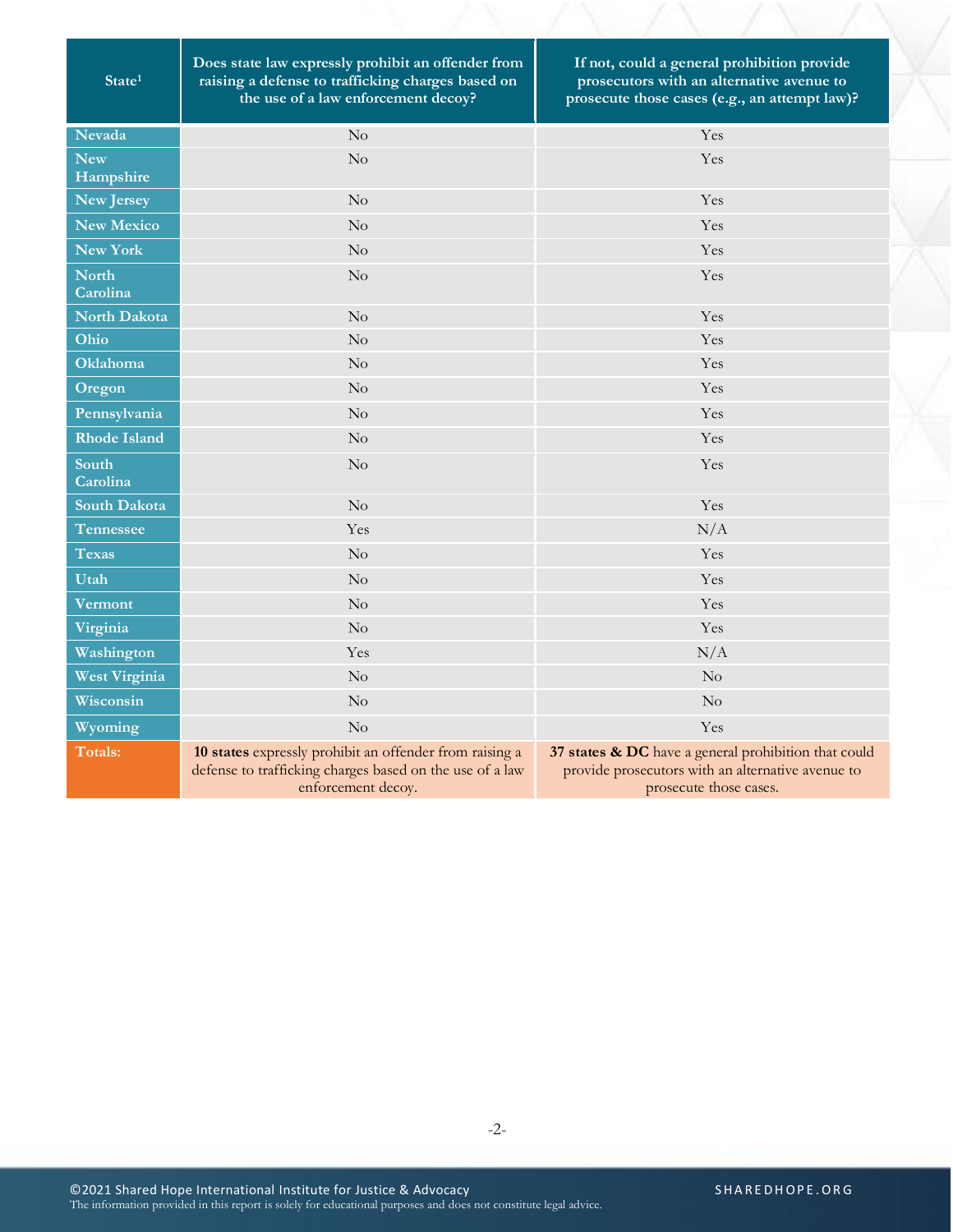| State[1] | Does state law expressly prohibit an offender from raising a defense to trafficking charges based on the use of a law enforcement decoy? | If not, could a general prohibition provide prosecutors with an alternative avenue to prosecute those cases (e.g., an attempt law)? |
|---|---|---|
| Nevada | No | Yes |
| New Hampshire | No | Yes |
| New Jersey | No | Yes |
| New Mexico | No | Yes |
| New York | No | Yes |
| North Carolina | No | Yes |
| North Dakota | No | Yes |
| Ohio | No | Yes |
| Oklahoma | No | Yes |
| Oregon | No | Yes |
| Pennsylvania | No | Yes |
| Rhode Island | No | Yes |
| South Carolina | No | Yes |
| South Dakota | No | Yes |
| Tennessee | Yes | N/A |
| Texas | No | Yes |
| Utah | No | Yes |
| Vermont | No | Yes |
| Virginia | No | Yes |
| Washington | Yes | N/A |
| West Virginia | No | No |
| Wisconsin | No | No |
| Wyoming | No | Yes |
| **Totals:** | **10 states** expressly prohibit an offender from raising a defense to trafficking charges based on the use of a law enforcement decoy. | **37 states & DC** have a general prohibition that could provide prosecutors with an alternative avenue to prosecute those cases. |

©2021 Shared Hope International Institute for Justice & Advocacy
The information provided in this report is solely for educational purposes and does not constitute legal advice.

SHAREDHOPE.ORG